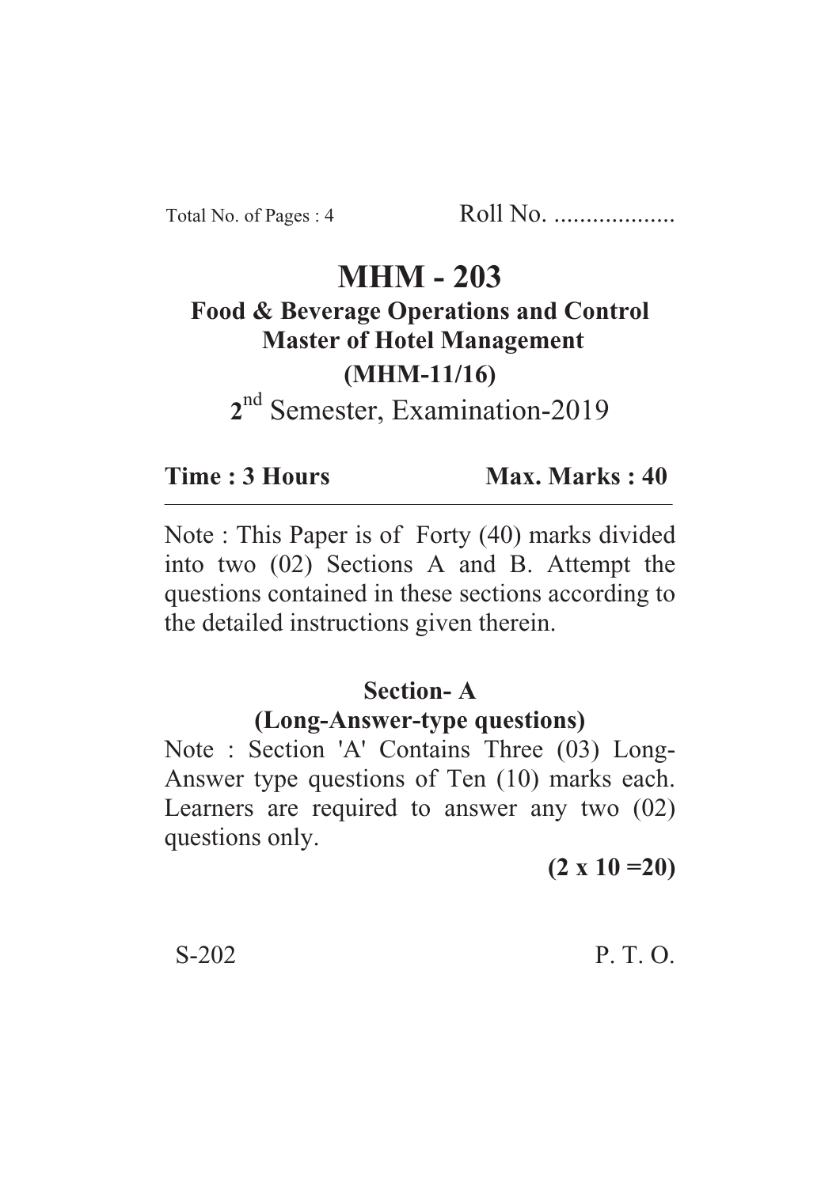Total No. of Pages : 4 Roll No. ...................

# MHM - 203

## Food & Beverage Operations and Control
## Master of Hotel Management
## (MHM-11/16)

2nd Semester, Examination-2019

**Time : 3 Hours** **Max. Marks : 40**

---

Note : This Paper is of Forty (40) marks divided into two (02) Sections A and B. Attempt the questions contained in these sections according to the detailed instructions given therein.

### Section- A
### (Long-Answer-type questions)

Note : Section 'A' Contains Three (03) Long-Answer type questions of Ten (10) marks each. Learners are required to answer any two (02) questions only.

**(2 x 10 =20)**

S-202 P. T. O.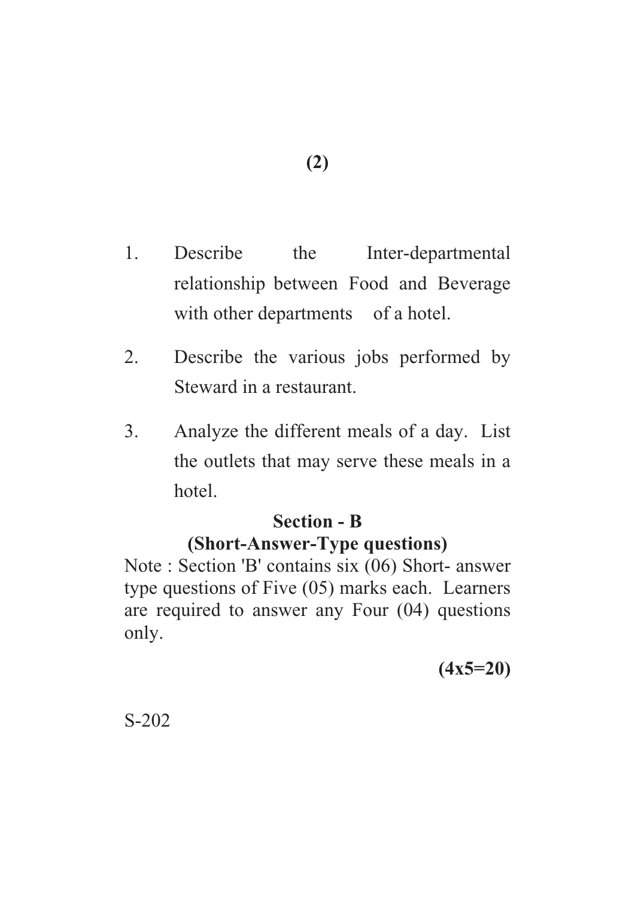1. Describe the Inter-departmental relationship between Food and Beverage with other departments of a hotel.

2. Describe the various jobs performed by Steward in a restaurant.

3. Analyze the different meals of a day. List the outlets that may serve these meals in a hotel.

## Section - B

### (Short-Answer-Type questions)

Note : Section 'B' contains six (06) Short- answer type questions of Five (05) marks each. Learners are required to answer any Four (04) questions only.

**(4x5=20)**

S-202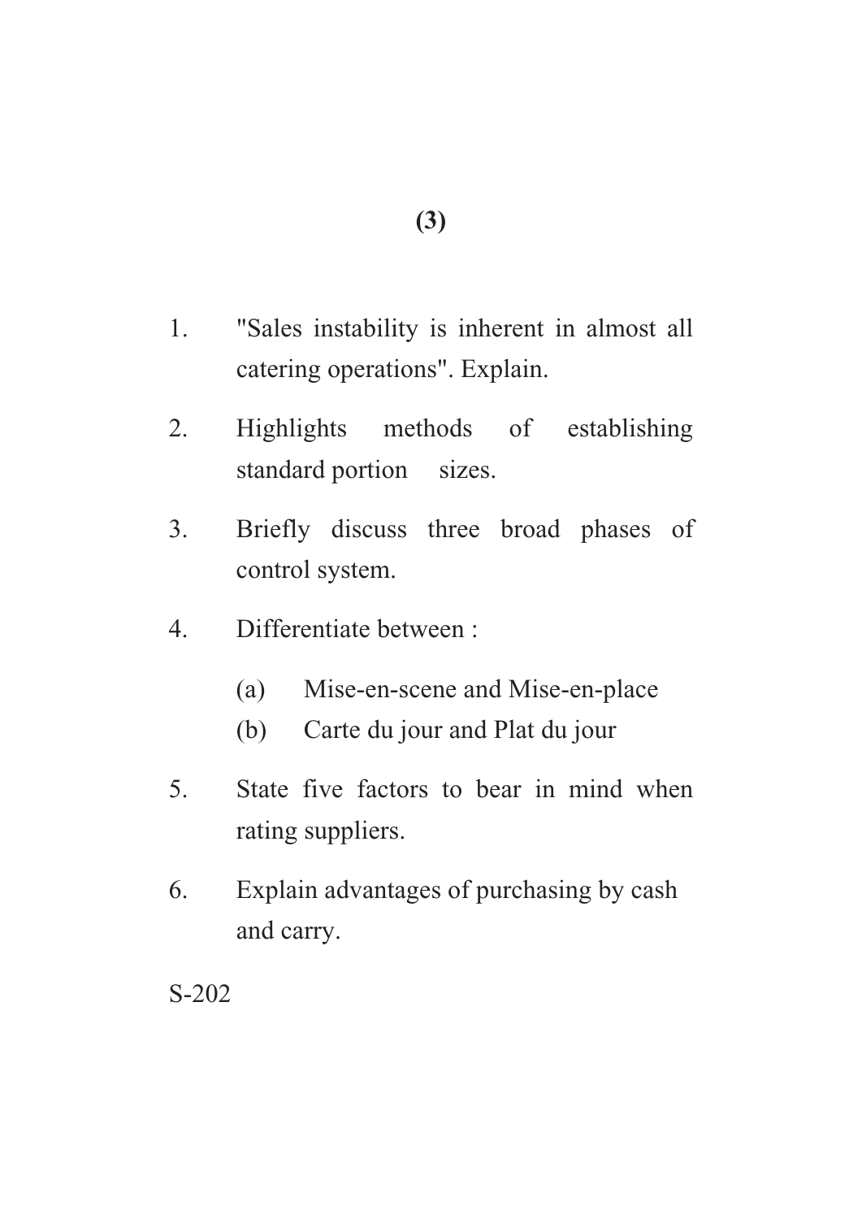1. "Sales instability is inherent in almost all catering operations". Explain.

2. Highlights methods of establishing standard portion sizes.

3. Briefly discuss three broad phases of control system.

4. Differentiate between :

   (a) Mise-en-scene and Mise-en-place

   (b) Carte du jour and Plat du jour

5. State five factors to bear in mind when rating suppliers.

6. Explain advantages of purchasing by cash and carry.

S-202